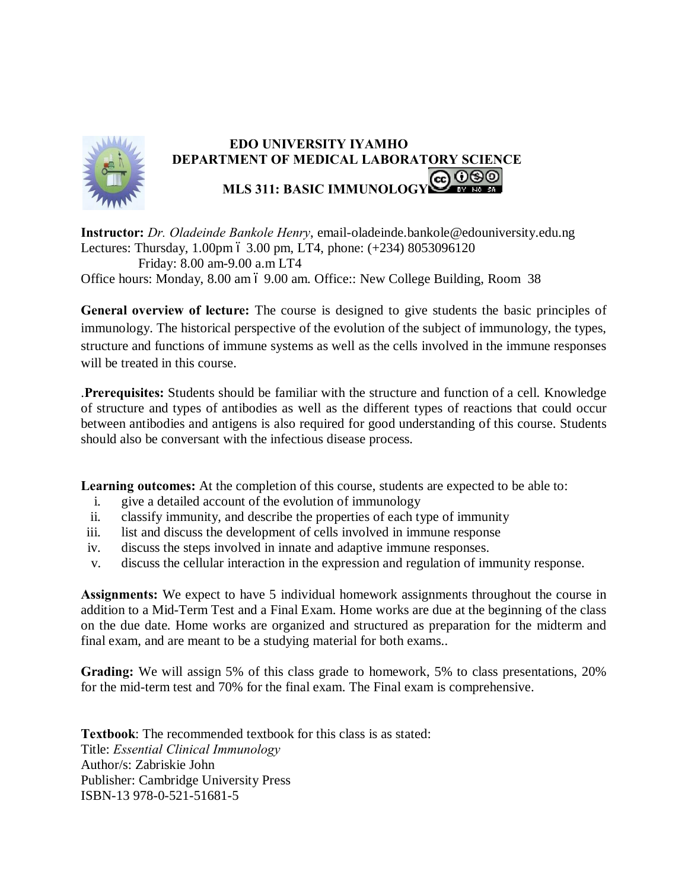**EDO UNIVERSITY IYAMHO**
**DEPARTMENT OF MEDICAL LABORATORY SCIENCE**

**MLS 311: BASIC IMMUNOLOGY**

**Instructor:** *Dr. Oladeinde Bankole Henry*, email-oladeinde.bankole@edouniversity.edu.ng
Lectures: Thursday, 1.00pm – 3.00 pm, LT4, phone: (+234) 8053096120
Friday: 8.00 am-9.00 a.m LT4
Office hours: Monday, 8.00 am – 9.00 am. Office:: New College Building, Room 38

**General overview of lecture:** The course is designed to give students the basic principles of immunology. The historical perspective of the evolution of the subject of immunology, the types, structure and functions of immune systems as well as the cells involved in the immune responses will be treated in this course.

.**Prerequisites:** Students should be familiar with the structure and function of a cell. Knowledge of structure and types of antibodies as well as the different types of reactions that could occur between antibodies and antigens is also required for good understanding of this course. Students should also be conversant with the infectious disease process.

**Learning outcomes:** At the completion of this course, students are expected to be able to:

i. give a detailed account of the evolution of immunology
ii. classify immunity, and describe the properties of each type of immunity
iii. list and discuss the development of cells involved in immune response
iv. discuss the steps involved in innate and adaptive immune responses.
v. discuss the cellular interaction in the expression and regulation of immunity response.

**Assignments:** We expect to have 5 individual homework assignments throughout the course in addition to a Mid-Term Test and a Final Exam. Home works are due at the beginning of the class on the due date. Home works are organized and structured as preparation for the midterm and final exam, and are meant to be a studying material for both exams..

**Grading:** We will assign 5% of this class grade to homework, 5% to class presentations, 20% for the mid-term test and 70% for the final exam. The Final exam is comprehensive.

**Textbook**: The recommended textbook for this class is as stated:
Title: *Essential Clinical Immunology*
Author/s: Zabriskie John
Publisher: Cambridge University Press
ISBN-13 978-0-521-51681-5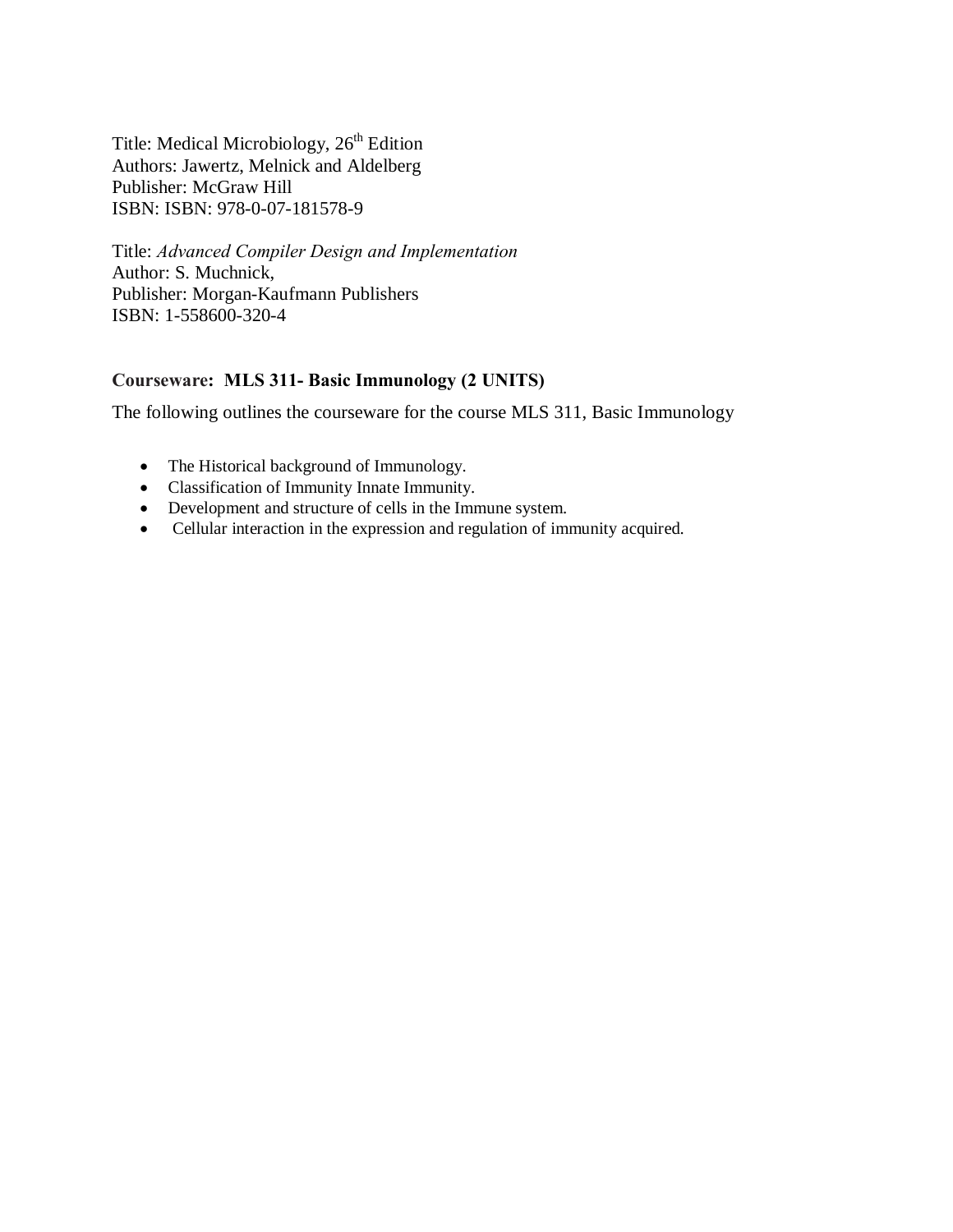Title: Medical Microbiology, 26$^{th}$ Edition
Authors: Jawertz, Melnick and Aldelberg
Publisher: McGraw Hill
ISBN: ISBN: 978-0-07-181578-9

Title: *Advanced Compiler Design and Implementation*
Author: S. Muchnick,
Publisher: Morgan-Kaufmann Publishers
ISBN: 1-558600-320-4

**Courseware: MLS 311- Basic Immunology (2 UNITS)**

The following outlines the courseware for the course MLS 311, Basic Immunology

- The Historical background of Immunology.
- Classification of Immunity Innate Immunity.
- Development and structure of cells in the Immune system.
- Cellular interaction in the expression and regulation of immunity acquired.